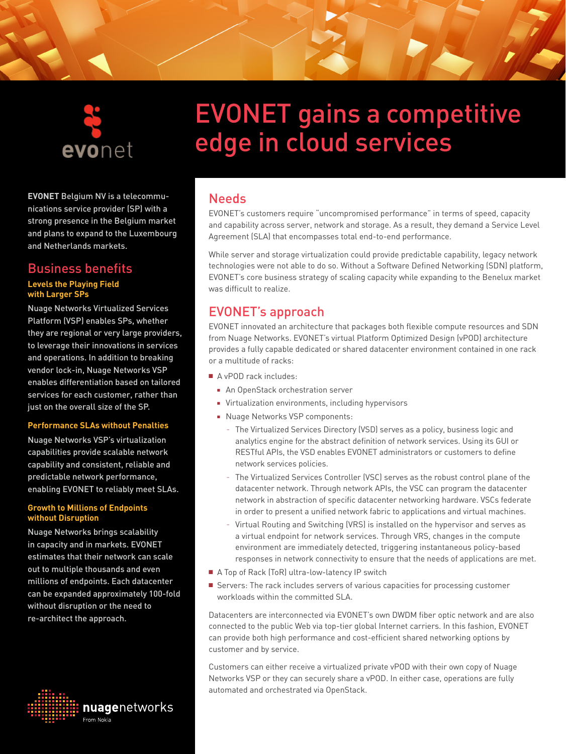# EVONET gains a competitive edge in cloud services

**EVONET** Belgium NV is a telecommunications service provider (SP) with a strong presence in the Belgium market and plans to expand to the Luxembourg and Netherlands markets.

## Business benefits

### Levels the Playing Field with Larger SPs

Nuage Networks Virtualized Services Platform (VSP) enables SPs, whether they are regional or very large providers, to leverage their innovations in services and operations. In addition to breaking vendor lock-in, Nuage Networks VSP enables differentiation based on tailored services for each customer, rather than just on the overall size of the SP.

### Performance SLAs without Penalties

Nuage Networks VSP's virtualization capabilities provide scalable network capability and consistent, reliable and predictable network performance, enabling EVONET to reliably meet SLAs.

### Growth to Millions of Endpoints without Disruption

Nuage Networks brings scalability in capacity and in markets. EVONET estimates that their network can scale out to multiple thousands and even millions of endpoints. Each datacenter can be expanded approximately 100-fold without disruption or the need to re-architect the approach.

## Needs

EVONET's customers require "uncompromised performance" in terms of speed, capacity and capability across server, network and storage. As a result, they demand a Service Level Agreement (SLA) that encompasses total end-to-end performance.

While server and storage virtualization could provide predictable capability, legacy network technologies were not able to do so. Without a Software Defined Networking (SDN) platform, EVONET's core business strategy of scaling capacity while expanding to the Benelux market was difficult to realize.

## EVONET's approach

EVONET innovated an architecture that packages both flexible compute resources and SDN from Nuage Networks. EVONET's virtual Platform Optimized Design (vPOD) architecture provides a fully capable dedicated or shared datacenter environment contained in one rack or a multitude of racks:

- A vPOD rack includes:
  - An OpenStack orchestration server
  - Virtualization environments, including hypervisors
  - Nuage Networks VSP components:
    - The Virtualized Services Directory (VSD) serves as a policy, business logic and analytics engine for the abstract definition of network services. Using its GUI or RESTful APIs, the VSD enables EVONET administrators or customers to define network services policies.
    - The Virtualized Services Controller (VSC) serves as the robust control plane of the datacenter network. Through network APIs, the VSC can program the datacenter network in abstraction of specific datacenter networking hardware. VSCs federate in order to present a unified network fabric to applications and virtual machines.
    - Virtual Routing and Switching (VRS) is installed on the hypervisor and serves as a virtual endpoint for network services. Through VRS, changes in the compute environment are immediately detected, triggering instantaneous policy-based responses in network connectivity to ensure that the needs of applications are met.
- A Top of Rack (ToR) ultra-low-latency IP switch
- Servers: The rack includes servers of various capacities for processing customer workloads within the committed SLA.

Datacenters are interconnected via EVONET's own DWDM fiber optic network and are also connected to the public Web via top-tier global Internet carriers. In this fashion, EVONET can provide both high performance and cost-efficient shared networking options by customer and by service.

Customers can either receive a virtualized private vPOD with their own copy of Nuage Networks VSP or they can securely share a vPOD. In either case, operations are fully automated and orchestrated via OpenStack.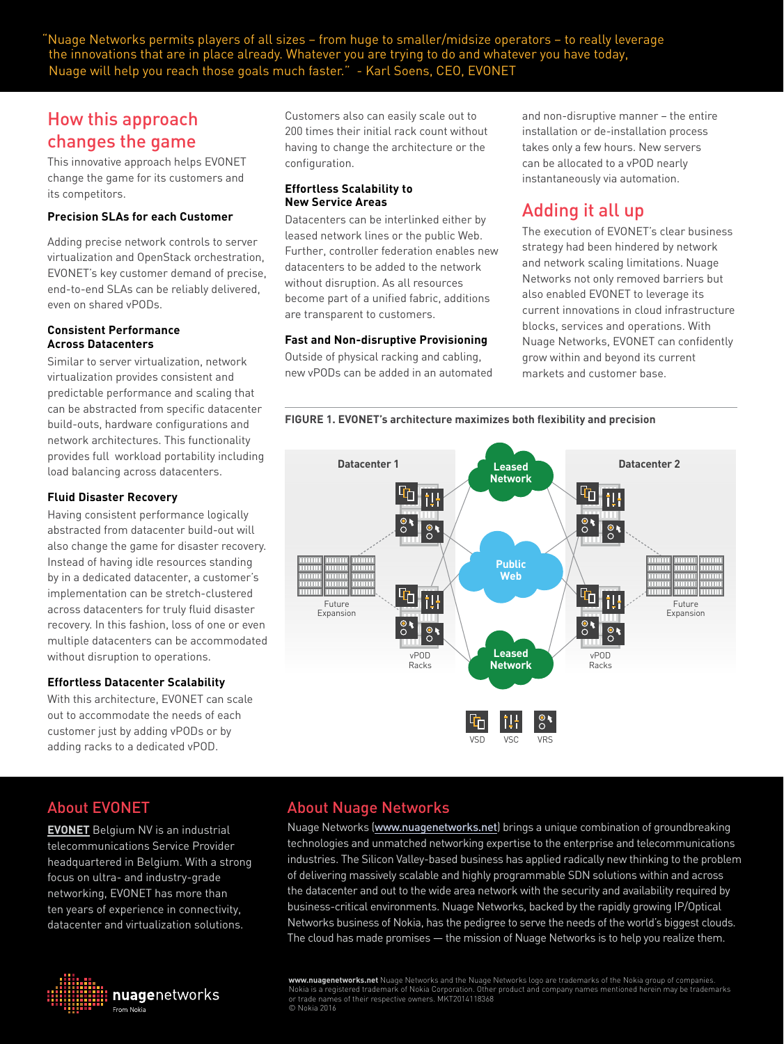"Nuage Networks permits players of all sizes – from huge to smaller/midsize operators – to really leverage the innovations that are in place already. Whatever you are trying to do and whatever you have today, Nuage will help you reach those goals much faster." - Karl Soens, CEO, EVONET

## How this approach changes the game

This innovative approach helps EVONET change the game for its customers and its competitors.

### Precision SLAs for each Customer

Adding precise network controls to server virtualization and OpenStack orchestration, EVONET's key customer demand of precise, end-to-end SLAs can be reliably delivered, even on shared vPODs.

### Consistent Performance Across Datacenters

Similar to server virtualization, network virtualization provides consistent and predictable performance and scaling that can be abstracted from specific datacenter build-outs, hardware configurations and network architectures. This functionality provides full workload portability including load balancing across datacenters.

### Fluid Disaster Recovery

Having consistent performance logically abstracted from datacenter build-out will also change the game for disaster recovery. Instead of having idle resources standing by in a dedicated datacenter, a customer's implementation can be stretch-clustered across datacenters for truly fluid disaster recovery. In this fashion, loss of one or even multiple datacenters can be accommodated without disruption to operations.

### Effortless Datacenter Scalability

With this architecture, EVONET can scale out to accommodate the needs of each customer just by adding vPODs or by adding racks to a dedicated vPOD.

Customers also can easily scale out to 200 times their initial rack count without having to change the architecture or the configuration.

### Effortless Scalability to New Service Areas

Datacenters can be interlinked either by leased network lines or the public Web. Further, controller federation enables new datacenters to be added to the network without disruption. As all resources become part of a unified fabric, additions are transparent to customers.

### Fast and Non-disruptive Provisioning

Outside of physical racking and cabling, new vPODs can be added in an automated and non-disruptive manner – the entire installation or de-installation process takes only a few hours. New servers can be allocated to a vPOD nearly instantaneously via automation.

## Adding it all up

The execution of EVONET's clear business strategy had been hindered by network and network scaling limitations. Nuage Networks not only removed barriers but also enabled EVONET to leverage its current innovations in cloud infrastructure blocks, services and operations. With Nuage Networks, EVONET can confidently grow within and beyond its current markets and customer base.

**FIGURE 1. EVONET's architecture maximizes both flexibility and precision**

Datacenter 1
Datacenter 2
Leased Network
Public Web
Leased Network
Future Expansion
Future Expansion
vPOD Racks
vPOD Racks
VSD
VSC
VRS

## About EVONET

**EVONET** Belgium NV is an industrial telecommunications Service Provider headquartered in Belgium. With a strong focus on ultra- and industry-grade networking, EVONET has more than ten years of experience in connectivity, datacenter and virtualization solutions.

## About Nuage Networks

Nuage Networks (www.nuagenetworks.net) brings a unique combination of groundbreaking technologies and unmatched networking expertise to the enterprise and telecommunications industries. The Silicon Valley-based business has applied radically new thinking to the problem of delivering massively scalable and highly programmable SDN solutions within and across the datacenter and out to the wide area network with the security and availability required by business-critical environments. Nuage Networks, backed by the rapidly growing IP/Optical Networks business of Nokia, has the pedigree to serve the needs of the world's biggest clouds. The cloud has made promises — the mission of Nuage Networks is to help you realize them.

nuagenetworks
From Nokia

**www.nuagenetworks.net** Nuage Networks and the Nuage Networks logo are trademarks of the Nokia group of companies. Nokia is a registered trademark of Nokia Corporation. Other product and company names mentioned herein may be trademarks or trade names of their respective owners. MKT2014118368
© Nokia 2016